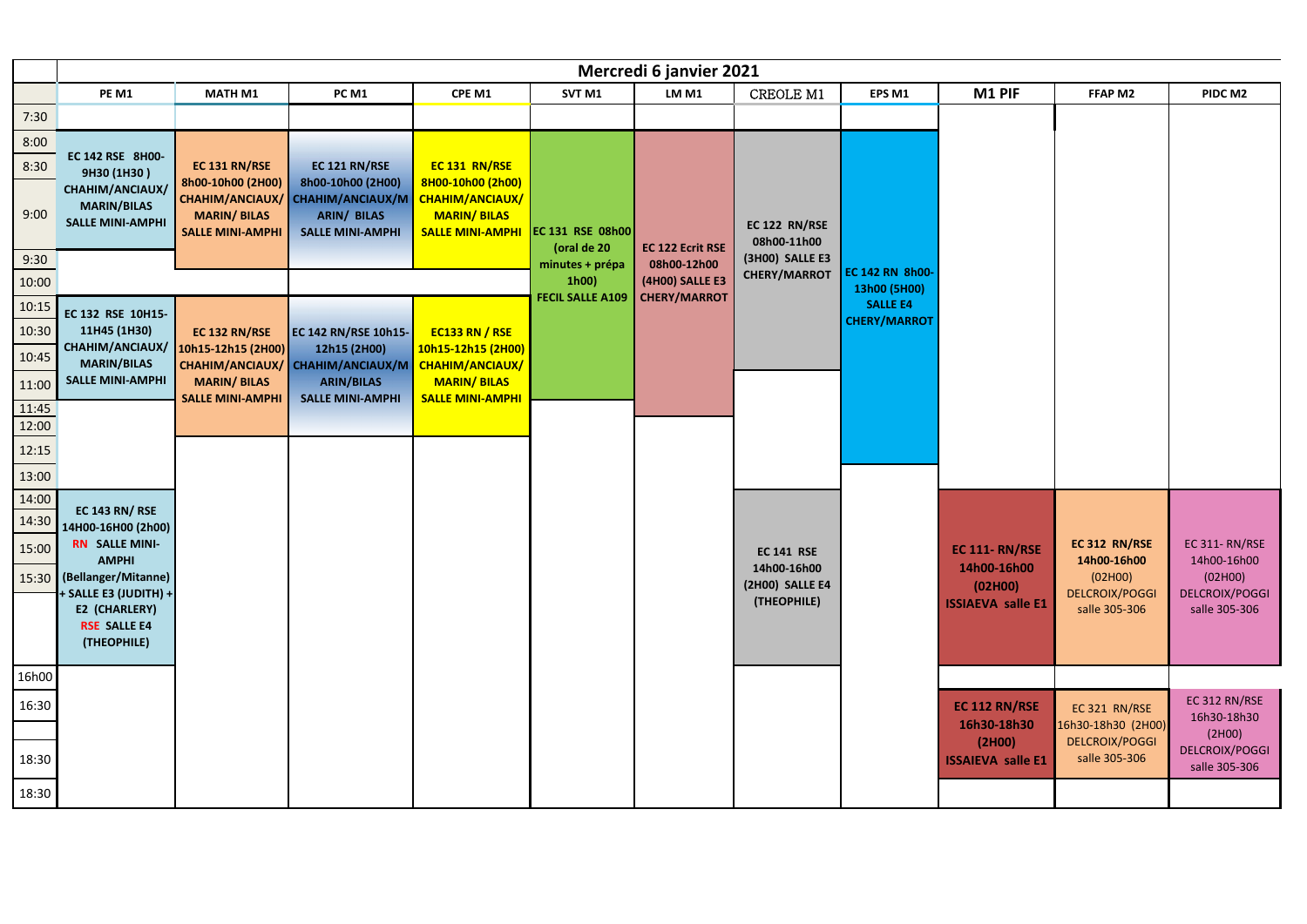# Mercredi 6 janvier 2021

| | PE M1 | MATH M1 | PC M1 | CPE M1 | SVT M1 | LM M1 | CREOLE M1 | EPS M1 | M1 PIF | FFAP M2 | PIDC M2 |
|---|---|---|---|---|---|---|---|---|---|---|---|
| 7:30 | | | | | | | | | | | |
| 8:00 | EC 142 RSE 8H00-9H30 (1H30) CHAHIM/ANCIAUX/ MARIN/BILAS SALLE MINI-AMPHI | EC 131 RN/RSE 8h00-10h00 (2H00) CHAHIM/ANCIAUX/ MARIN/ BILAS SALLE MINI-AMPHI | EC 121 RN/RSE 8h00-10h00 (2H00) CHAHIM/ANCIAUX/M ARIN/ BILAS SALLE MINI-AMPHI | EC 131 RN/RSE 8H00-10h00 (2h00) CHAHIM/ANCIAUX/ MARIN/ BILAS SALLE MINI-AMPHI | EC 131 RSE 08h00 (oral de 20 minutes + prépa 1h00) FECIL SALLE A109 | EC 122 Ecrit RSE 08h00-12h00 (4H00) SALLE E3 CHERY/MARROT | EC 122 RN/RSE 08h00-11h00 (3H00) SALLE E3 CHERY/MARROT | EC 142 RN 8h00-13h00 (5H00) SALLE E4 CHERY/MARROT | | | |
| 8:30 | | | | | | | | | | | |
| 9:00 | | | | | | | | | | | |
| 9:30 | | | | | | | | | | | |
| 10:00 | | | | | | | | | | | |
| 10:15 | EC 132 RSE 10H15-11H45 (1H30) CHAHIM/ANCIAUX/ MARIN/BILAS SALLE MINI-AMPHI | EC 132 RN/RSE 10h15-12h15 (2H00) CHAHIM/ANCIAUX/ MARIN/ BILAS SALLE MINI-AMPHI | EC 142 RN/RSE 10h15-12h15 (2H00) CHAHIM/ANCIAUX/M ARIN/BILAS SALLE MINI-AMPHI | EC133 RN / RSE 10h15-12h15 (2H00) CHAHIM/ANCIAUX/ MARIN/ BILAS SALLE MINI-AMPHI | | | | | | | |
| 10:30 | | | | | | | | | | | |
| 10:45 | | | | | | | | | | | |
| 11:00 | | | | | | | | | | | |
| 11:45 | | | | | | | | | | | |
| 12:00 | | | | | | | | | | | |
| 12:15 | | | | | | | | | | | |
| 13:00 | | | | | | | | | | | |
| 14:00 | EC 143 RN/ RSE 14H00-16H00 (2h00) RN SALLE MINI-AMPHI (Bellanger/Mitanne) + SALLE E3 (JUDITH) + E2 (CHARLERY) RSE SALLE E4 (THEOPHILE) | | | | | | EC 141 RSE 14h00-16h00 (2H00) SALLE E4 (THEOPHILE) | | EC 111- RN/RSE 14h00-16h00 (02H00) ISSIAEVA salle E1 | EC 312 RN/RSE 14h00-16h00 (02H00) DELCROIX/POGGI salle 305-306 | EC 311- RN/RSE 14h00-16h00 (02H00) DELCROIX/POGGI salle 305-306 |
| 14:30 | | | | | | | | | | | |
| 15:00 | | | | | | | | | | | |
| 15:30 | | | | | | | | | | | |
| 16h00 | | | | | | | | | | | |
| 16:30 | | | | | | | | | EC 112 RN/RSE 16h30-18h30 (2H00) ISSAIEVA salle E1 | EC 321 RN/RSE 16h30-18h30 (2H00) DELCROIX/POGGI salle 305-306 | EC 312 RN/RSE 16h30-18h30 (2H00) DELCROIX/POGGI salle 305-306 |
| 18:30 | | | | | | | | | | | |
| 18:30 | | | | | | | | | | | |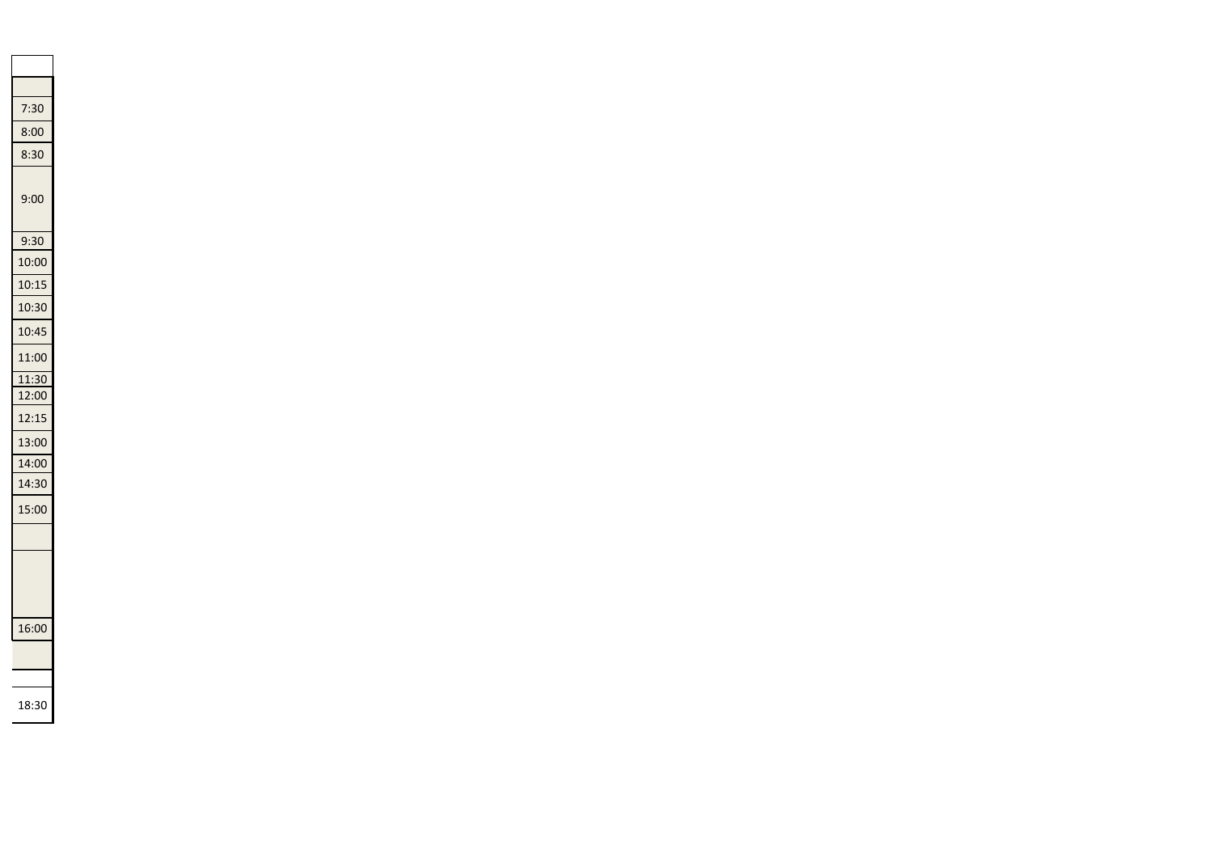| |
|---|
| |
| 7:30 |
| 8:00 |
| 8:30 |
| 9:00 |
| 9:30 |
| 10:00 |
| 10:15 |
| 10:30 |
| 10:45 |
| 11:00 |
| 11:30 |
| 12:00 |
| 12:15 |
| 13:00 |
| 14:00 |
| 14:30 |
| 15:00 |
| |
| |
| 16:00 |
| |
| |
| 18:30 |